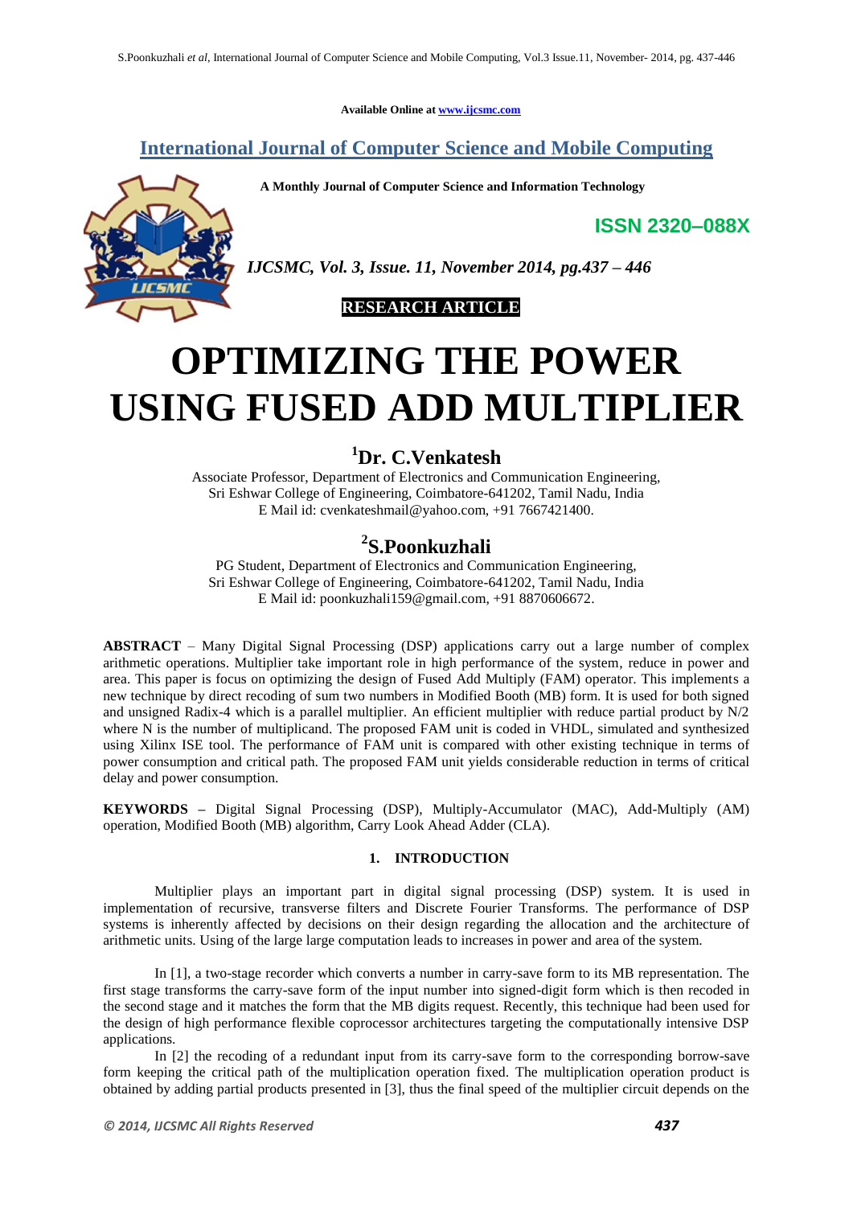Available Online at www.ijcsmc.com

# International Journal of Computer Science and Mobile Computing

**A Monthly Journal of Computer Science and Information Technology**

**ISSN 2320–088X**

***IJCSMC, Vol. 3, Issue. 11, November 2014, pg.437 – 446***

**RESEARCH ARTICLE**

# OPTIMIZING THE POWER USING FUSED ADD MULTIPLIER

## [1]Dr. C.Venkatesh

Associate Professor, Department of Electronics and Communication Engineering,
Sri Eshwar College of Engineering, Coimbatore-641202, Tamil Nadu, India
E Mail id: cvenkateshmail@yahoo.com, +91 7667421400.

## [2]S.Poonkuzhali

PG Student, Department of Electronics and Communication Engineering,
Sri Eshwar College of Engineering, Coimbatore-641202, Tamil Nadu, India
E Mail id: poonkuzhali159@gmail.com, +91 8870606672.

**ABSTRACT** – Many Digital Signal Processing (DSP) applications carry out a large number of complex arithmetic operations. Multiplier take important role in high performance of the system, reduce in power and area. This paper is focus on optimizing the design of Fused Add Multiply (FAM) operator. This implements a new technique by direct recoding of sum two numbers in Modified Booth (MB) form. It is used for both signed and unsigned Radix-4 which is a parallel multiplier. An efficient multiplier with reduce partial product by N/2 where N is the number of multiplicand. The proposed FAM unit is coded in VHDL, simulated and synthesized using Xilinx ISE tool. The performance of FAM unit is compared with other existing technique in terms of power consumption and critical path. The proposed FAM unit yields considerable reduction in terms of critical delay and power consumption.

**KEYWORDS –** Digital Signal Processing (DSP), Multiply-Accumulator (MAC), Add-Multiply (AM) operation, Modified Booth (MB) algorithm, Carry Look Ahead Adder (CLA).

### 1. INTRODUCTION

Multiplier plays an important part in digital signal processing (DSP) system. It is used in implementation of recursive, transverse filters and Discrete Fourier Transforms. The performance of DSP systems is inherently affected by decisions on their design regarding the allocation and the architecture of arithmetic units. Using of the large large computation leads to increases in power and area of the system.

In [1], a two-stage recorder which converts a number in carry-save form to its MB representation. The first stage transforms the carry-save form of the input number into signed-digit form which is then recoded in the second stage and it matches the form that the MB digits request. Recently, this technique had been used for the design of high performance flexible coprocessor architectures targeting the computationally intensive DSP applications.

In [2] the recoding of a redundant input from its carry-save form to the corresponding borrow-save form keeping the critical path of the multiplication operation fixed. The multiplication operation product is obtained by adding partial products presented in [3], thus the final speed of the multiplier circuit depends on the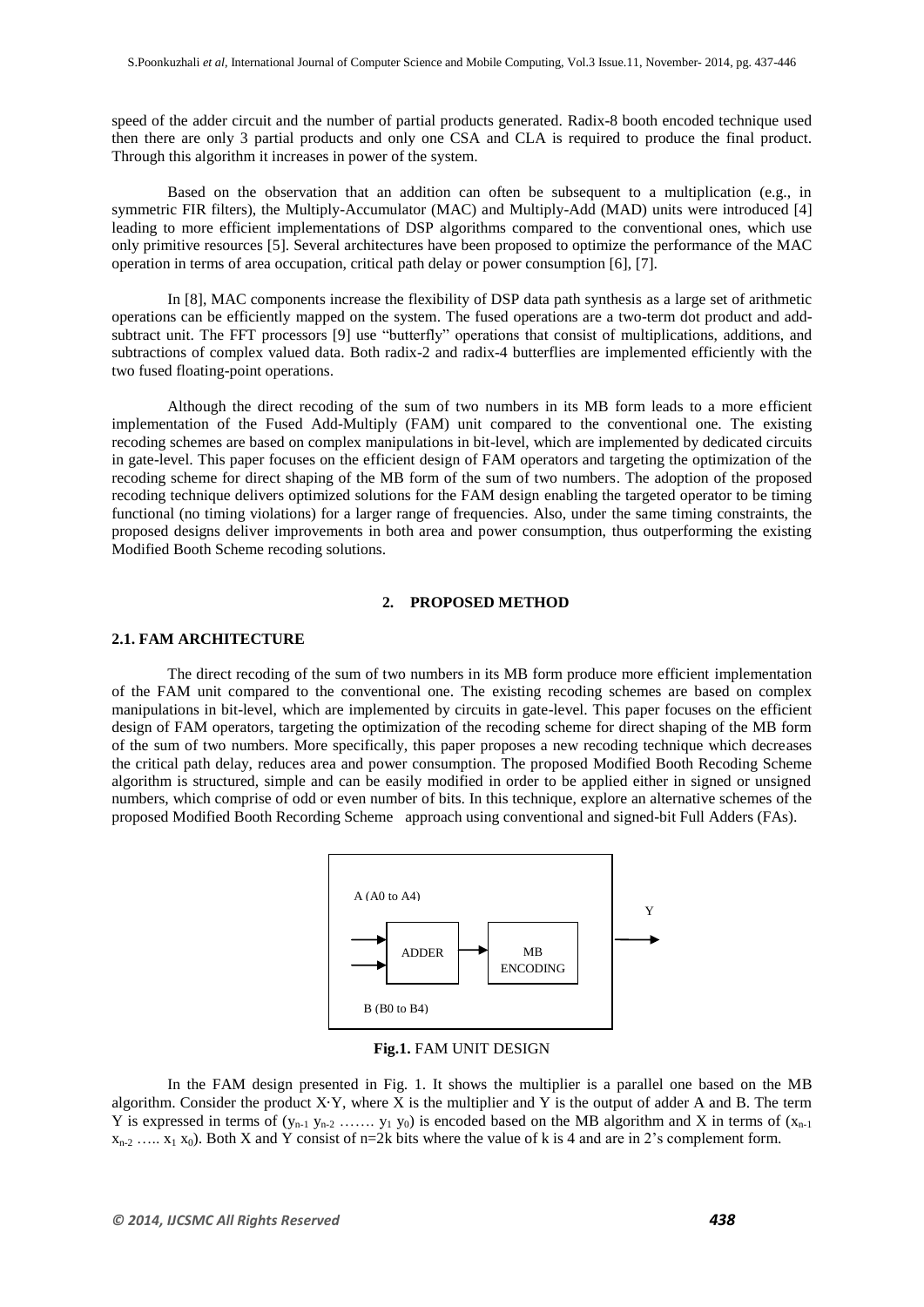speed of the adder circuit and the number of partial products generated. Radix-8 booth encoded technique used then there are only 3 partial products and only one CSA and CLA is required to produce the final product. Through this algorithm it increases in power of the system.

Based on the observation that an addition can often be subsequent to a multiplication (e.g., in symmetric FIR filters), the Multiply-Accumulator (MAC) and Multiply-Add (MAD) units were introduced [4] leading to more efficient implementations of DSP algorithms compared to the conventional ones, which use only primitive resources [5]. Several architectures have been proposed to optimize the performance of the MAC operation in terms of area occupation, critical path delay or power consumption [6], [7].

In [8], MAC components increase the flexibility of DSP data path synthesis as a large set of arithmetic operations can be efficiently mapped on the system. The fused operations are a two-term dot product and add-subtract unit. The FFT processors [9] use "butterfly" operations that consist of multiplications, additions, and subtractions of complex valued data. Both radix-2 and radix-4 butterflies are implemented efficiently with the two fused floating-point operations.

Although the direct recoding of the sum of two numbers in its MB form leads to a more efficient implementation of the Fused Add-Multiply (FAM) unit compared to the conventional one. The existing recoding schemes are based on complex manipulations in bit-level, which are implemented by dedicated circuits in gate-level. This paper focuses on the efficient design of FAM operators and targeting the optimization of the recoding scheme for direct shaping of the MB form of the sum of two numbers. The adoption of the proposed recoding technique delivers optimized solutions for the FAM design enabling the targeted operator to be timing functional (no timing violations) for a larger range of frequencies. Also, under the same timing constraints, the proposed designs deliver improvements in both area and power consumption, thus outperforming the existing Modified Booth Scheme recoding solutions.

## 2. PROPOSED METHOD

### 2.1. FAM ARCHITECTURE

The direct recoding of the sum of two numbers in its MB form produce more efficient implementation of the FAM unit compared to the conventional one. The existing recoding schemes are based on complex manipulations in bit-level, which are implemented by circuits in gate-level. This paper focuses on the efficient design of FAM operators, targeting the optimization of the recoding scheme for direct shaping of the MB form of the sum of two numbers. More specifically, this paper proposes a new recoding technique which decreases the critical path delay, reduces area and power consumption. The proposed Modified Booth Recoding Scheme algorithm is structured, simple and can be easily modified in order to be applied either in signed or unsigned numbers, which comprise of odd or even number of bits. In this technique, explore an alternative schemes of the proposed Modified Booth Recording Scheme approach using conventional and signed-bit Full Adders (FAs).

A (A0 to A4) → ADDER → MB ENCODING → Y

B (B0 to B4)

**Fig.1.** FAM UNIT DESIGN

In the FAM design presented in Fig. 1. It shows the multiplier is a parallel one based on the MB algorithm. Consider the product X·Y, where X is the multiplier and Y is the output of adder A and B. The term Y is expressed in terms of ($y_{n-1}$ $y_{n-2}$ ……. $y_1$ $y_0$) is encoded based on the MB algorithm and X in terms of ($x_{n-1}$ $x_{n-2}$ ….. $x_1$ $x_0$). Both X and Y consist of n=2k bits where the value of k is 4 and are in 2's complement form.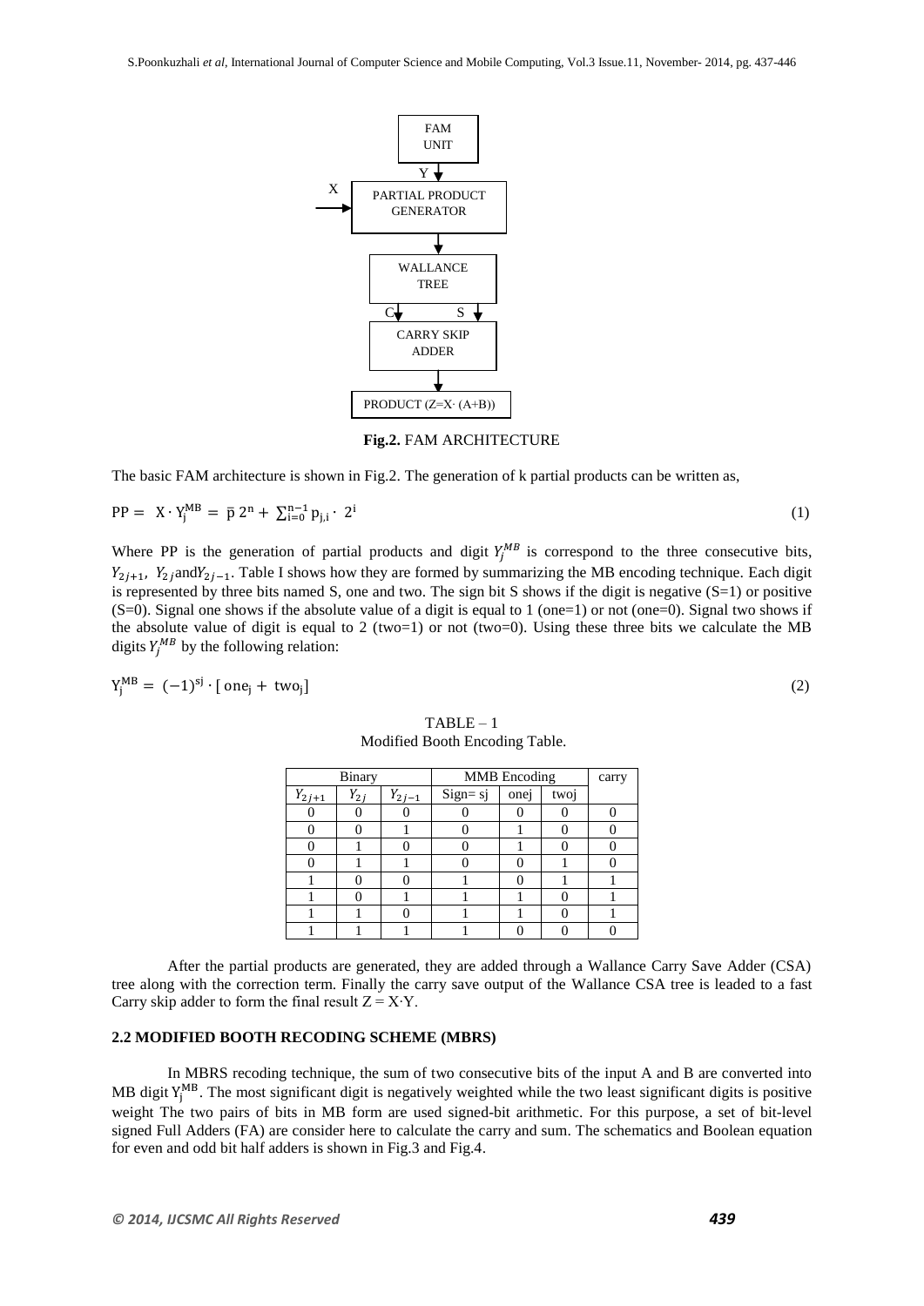FAM UNIT

Y

X

PARTIAL PRODUCT GENERATOR

WALLANCE TREE

C S

CARRY SKIP ADDER

PRODUCT (Z=X· (A+B))

**Fig.2.** FAM ARCHITECTURE

The basic FAM architecture is shown in Fig.2. The generation of k partial products can be written as,

$$PP = X \cdot Y_j^{MB} = \bar{p}\, 2^n + \sum_{i=0}^{n-1} p_{j,i} \cdot 2^i \quad (1)$$

Where PP is the generation of partial products and digit $Y_j^{MB}$ is correspond to the three consecutive bits, $Y_{2j+1}$, $Y_{2j}$ and $Y_{2j-1}$. Table I shows how they are formed by summarizing the MB encoding technique. Each digit is represented by three bits named S, one and two. The sign bit S shows if the digit is negative (S=1) or positive (S=0). Signal one shows if the absolute value of a digit is equal to 1 (one=1) or not (one=0). Signal two shows if the absolute value of digit is equal to 2 (two=1) or not (two=0). Using these three bits we calculate the MB digits $Y_j^{MB}$ by the following relation:

$$Y_j^{MB} = (-1)^{sj} \cdot [\, one_j + two_j] \quad (2)$$

TABLE – 1
Modified Booth Encoding Table.

| Binary | | | MMB Encoding | | | carry |
|---|---|---|---|---|---|---|
| $Y_{2j+1}$ | $Y_{2j}$ | $Y_{2j-1}$ | Sign= sj | onej | twoj | |
| 0 | 0 | 0 | 0 | 0 | 0 | 0 |
| 0 | 0 | 1 | 0 | 1 | 0 | 0 |
| 0 | 1 | 0 | 0 | 1 | 0 | 0 |
| 0 | 1 | 1 | 0 | 0 | 1 | 0 |
| 1 | 0 | 0 | 1 | 0 | 1 | 1 |
| 1 | 0 | 1 | 1 | 1 | 0 | 1 |
| 1 | 1 | 0 | 1 | 1 | 0 | 1 |
| 1 | 1 | 1 | 1 | 0 | 0 | 0 |

After the partial products are generated, they are added through a Wallance Carry Save Adder (CSA) tree along with the correction term. Finally the carry save output of the Wallance CSA tree is leaded to a fast Carry skip adder to form the final result $Z = X{\cdot}Y$.

### 2.2 MODIFIED BOOTH RECODING SCHEME (MBRS)

In MBRS recoding technique, the sum of two consecutive bits of the input A and B are converted into MB digit $Y_j^{MB}$. The most significant digit is negatively weighted while the two least significant digits is positive weight The two pairs of bits in MB form are used signed-bit arithmetic. For this purpose, a set of bit-level signed Full Adders (FA) are consider here to calculate the carry and sum. The schematics and Boolean equation for even and odd bit half adders is shown in Fig.3 and Fig.4.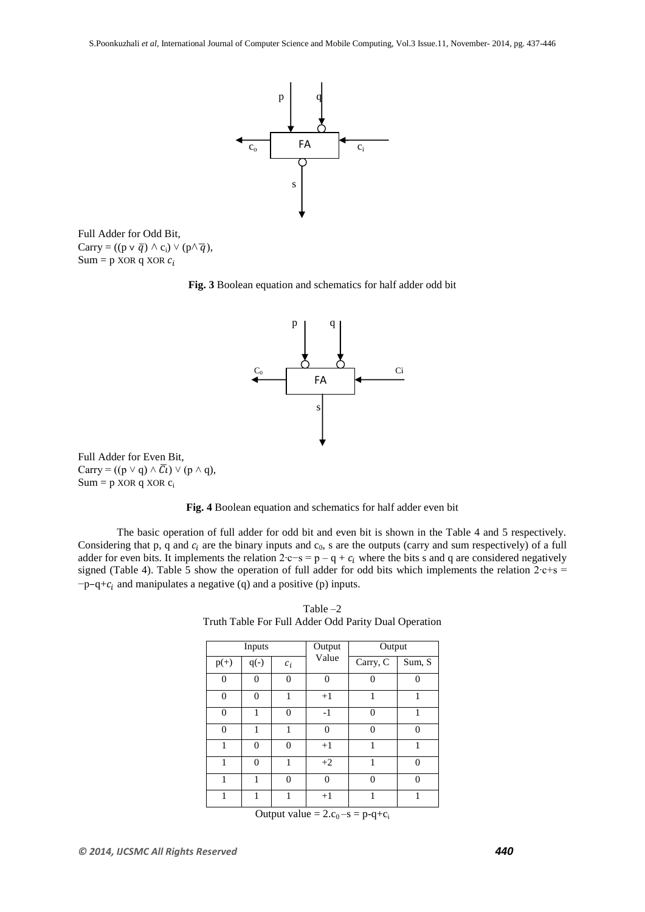Full Adder for Odd Bit,
Carry = $((p \vee \bar{q}) \wedge c_i) \vee (p \wedge \bar{q})$,
Sum = p XOR q XOR $c_i$

**Fig. 3** Boolean equation and schematics for half adder odd bit

Full Adder for Even Bit,
Carry = $((p \vee q) \wedge \bar{C}i) \vee (p \wedge q)$,
Sum = p XOR q XOR $c_i$

**Fig. 4** Boolean equation and schematics for half adder even bit

The basic operation of full adder for odd bit and even bit is shown in the Table 4 and 5 respectively. Considering that p, q and $c_i$ are the binary inputs and $c_0$, s are the outputs (carry and sum respectively) of a full adder for even bits. It implements the relation $2 \cdot c - s = p - q + c_i$ where the bits s and q are considered negatively signed (Table 4). Table 5 show the operation of full adder for odd bits which implements the relation $2 \cdot c + s = -p - q + c_i$ and manipulates a negative (q) and a positive (p) inputs.

Table –2
Truth Table For Full Adder Odd Parity Dual Operation

| Inputs | | | Output Value | Output | |
|---|---|---|---|---|---|
| p(+) | q(-) | $c_i$ | | Carry, C | Sum, S |
| 0 | 0 | 0 | 0 | 0 | 0 |
| 0 | 0 | 1 | +1 | 1 | 1 |
| 0 | 1 | 0 | -1 | 0 | 1 |
| 0 | 1 | 1 | 0 | 0 | 0 |
| 1 | 0 | 0 | +1 | 1 | 1 |
| 1 | 0 | 1 | +2 | 1 | 0 |
| 1 | 1 | 0 | 0 | 0 | 0 |
| 1 | 1 | 1 | +1 | 1 | 1 |

Output value = $2.c_0 - s = p - q + c_i$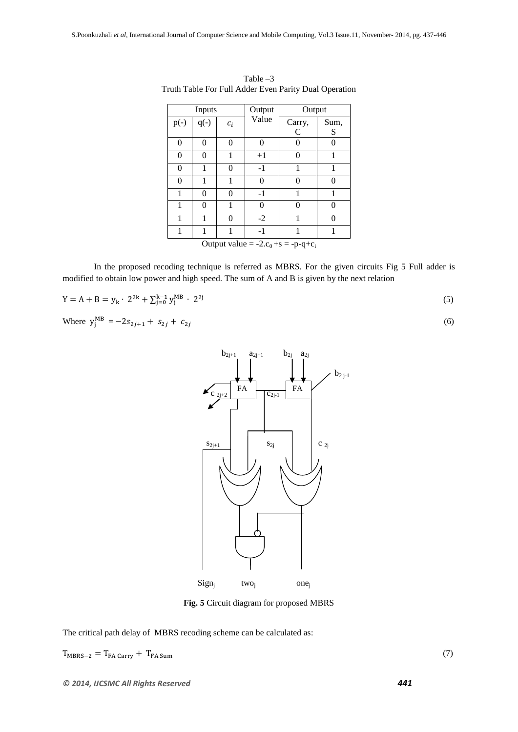Table –3
Truth Table For Full Adder Even Parity Dual Operation

| Inputs | | | Output Value | Output | |
|---|---|---|---|---|---|
| p(-) | q(-) | $c_i$ | | Carry, C | Sum, S |
| 0 | 0 | 0 | 0 | 0 | 0 |
| 0 | 0 | 1 | +1 | 0 | 1 |
| 0 | 1 | 0 | -1 | 1 | 1 |
| 0 | 1 | 1 | 0 | 0 | 0 |
| 1 | 0 | 0 | -1 | 1 | 1 |
| 1 | 0 | 1 | 0 | 0 | 0 |
| 1 | 1 | 0 | -2 | 1 | 0 |
| 1 | 1 | 1 | -1 | 1 | 1 |

Output value = $-2.c_0 + s = -p-q+c_i$

In the proposed recoding technique is referred as MBRS. For the given circuits Fig 5 Full adder is modified to obtain low power and high speed. The sum of A and B is given by the next relation

$$Y = A + B = y_k \cdot 2^{2k} + \sum_{j=0}^{k-1} y_j^{MB} \cdot 2^{2j} \quad (5)$$

Where $y_j^{MB} = -2s_{2j+1} + s_{2j} + c_{2j}$ (6)

**Fig. 5** Circuit diagram for proposed MBRS

The critical path delay of MBRS recoding scheme can be calculated as:

$$T_{MBRS-2} = T_{FA\ Carry} + T_{FA\ Sum} \quad (7)$$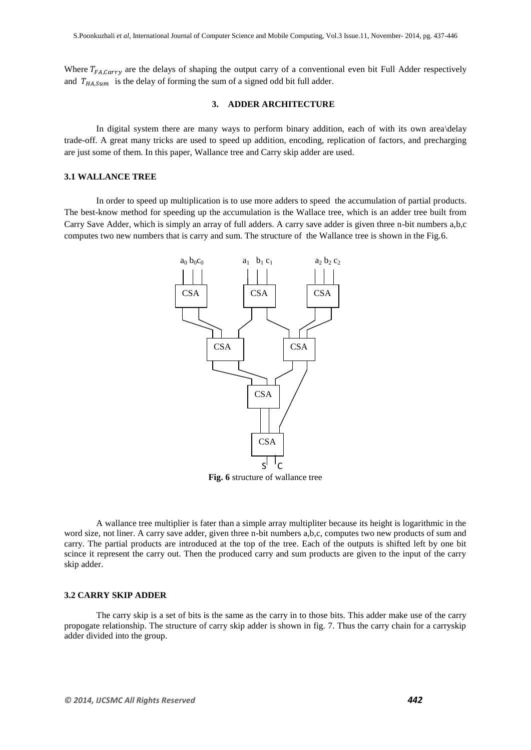Where $T_{FA,Carry}$ are the delays of shaping the output carry of a conventional even bit Full Adder respectively and $T_{HA,Sum}$ is the delay of forming the sum of a signed odd bit full adder.

## 3. ADDER ARCHITECTURE

In digital system there are many ways to perform binary addition, each of with its own area\delay trade-off. A great many tricks are used to speed up addition, encoding, replication of factors, and precharging are just some of them. In this paper, Wallance tree and Carry skip adder are used.

### 3.1 WALLANCE TREE

In order to speed up multiplication is to use more adders to speed the accumulation of partial products. The best-know method for speeding up the accumulation is the Wallace tree, which is an adder tree built from Carry Save Adder, which is simply an array of full adders. A carry save adder is given three n-bit numbers a,b,c computes two new numbers that is carry and sum. The structure of the Wallance tree is shown in the Fig.6.

**Fig. 6** structure of wallance tree

A wallance tree multiplier is fater than a simple array multipliter because its height is logarithmic in the word size, not liner. A carry save adder, given three n-bit numbers a,b,c, computes two new products of sum and carry. The partial products are introduced at the top of the tree. Each of the outputs is shifted left by one bit scince it represent the carry out. Then the produced carry and sum products are given to the input of the carry skip adder.

### 3.2 CARRY SKIP ADDER

The carry skip is a set of bits is the same as the carry in to those bits. This adder make use of the carry propogate relationship. The structure of carry skip adder is shown in fig. 7. Thus the carry chain for a carryskip adder divided into the group.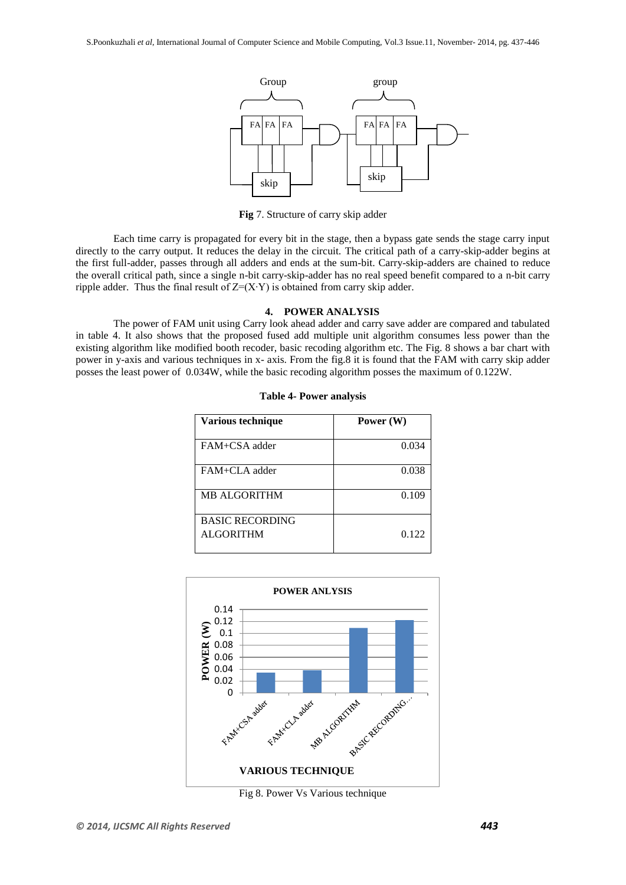Fig 7. Structure of carry skip adder

Each time carry is propagated for every bit in the stage, then a bypass gate sends the stage carry input directly to the carry output. It reduces the delay in the circuit. The critical path of a carry-skip-adder begins at the first full-adder, passes through all adders and ends at the sum-bit. Carry-skip-adders are chained to reduce the overall critical path, since a single n-bit carry-skip-adder has no real speed benefit compared to a n-bit carry ripple adder. Thus the final result of $Z=(X \cdot Y)$ is obtained from carry skip adder.

## 4. POWER ANALYSIS

The power of FAM unit using Carry look ahead adder and carry save adder are compared and tabulated in table 4. It also shows that the proposed fused add multiple unit algorithm consumes less power than the existing algorithm like modified booth recoder, basic recoding algorithm etc. The Fig. 8 shows a bar chart with power in y-axis and various techniques in x- axis. From the fig.8 it is found that the FAM with carry skip adder posses the least power of 0.034W, while the basic recoding algorithm posses the maximum of 0.122W.

**Table 4- Power analysis**

| Various technique | Power (W) |
|---|---|
| FAM+CSA adder | 0.034 |
| FAM+CLA adder | 0.038 |
| MB ALGORITHM | 0.109 |
| BASIC RECORDING ALGORITHM | 0.122 |

Fig 8. Power Vs Various technique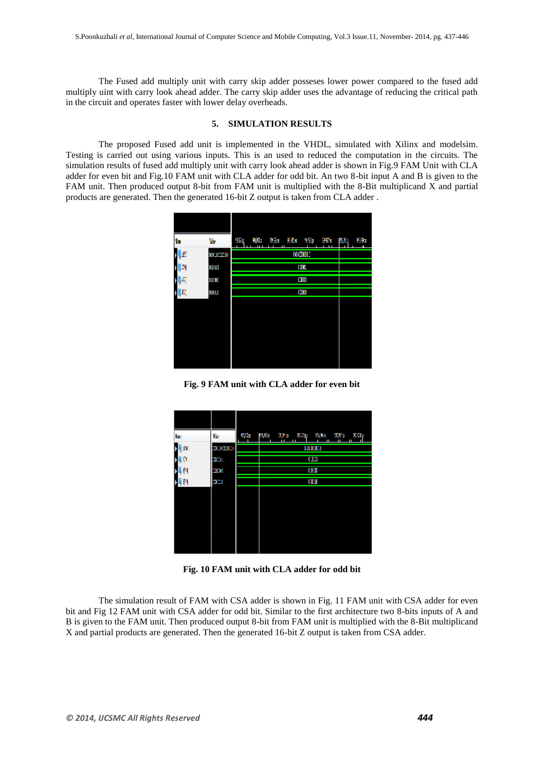The Fused add multiply unit with carry skip adder posseses lower power compared to the fused add multiply uint with carry look ahead adder. The carry skip adder uses the advantage of reducing the critical path in the circuit and operates faster with lower delay overheads.

## 5. SIMULATION RESULTS

The proposed Fused add unit is implemented in the VHDL, simulated with Xilinx and modelsim. Testing is carried out using various inputs. This is an used to reduced the computation in the circuits. The simulation results of fused add multiply unit with carry look ahead adder is shown in Fig.9 FAM Unit with CLA adder for even bit and Fig.10 FAM unit with CLA adder for odd bit. An two 8-bit input A and B is given to the FAM unit. Then produced output 8-bit from FAM unit is multiplied with the 8-Bit multiplicand X and partial products are generated. Then the generated 16-bit Z output is taken from CLA adder .

**Fig. 9 FAM unit with CLA adder for even bit**

**Fig. 10 FAM unit with CLA adder for odd bit**

The simulation result of FAM with CSA adder is shown in Fig. 11 FAM unit with CSA adder for even bit and Fig 12 FAM unit with CSA adder for odd bit. Similar to the first architecture two 8-bits inputs of A and B is given to the FAM unit. Then produced output 8-bit from FAM unit is multiplied with the 8-Bit multiplicand X and partial products are generated. Then the generated 16-bit Z output is taken from CSA adder.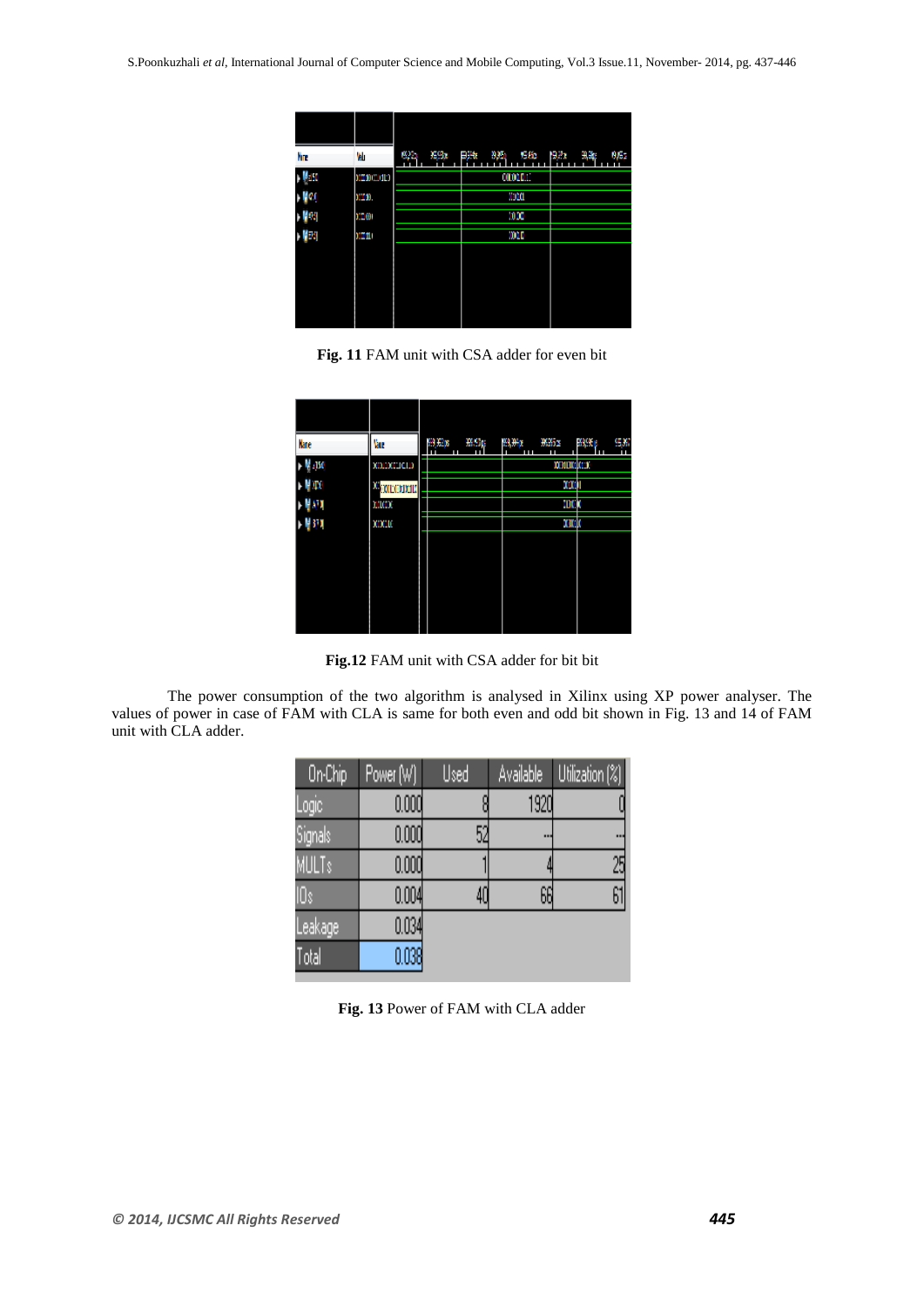Fig. 11 FAM unit with CSA adder for even bit

Fig.12 FAM unit with CSA adder for bit bit

The power consumption of the two algorithm is analysed in Xilinx using XP power analyser. The values of power in case of FAM with CLA is same for both even and odd bit shown in Fig. 13 and 14 of FAM unit with CLA adder.

| On-Chip | Power (W) | Used | Available | Utilization (%) |
| --- | --- | --- | --- | --- |
| Logic | 0.000 | 8 | 1920 | 0 |
| Signals | 0.000 | 52 | --- | --- |
| MULTs | 0.000 | 1 | 4 | 25 |
| IOs | 0.004 | 40 | 66 | 61 |
| Leakage | 0.034 | | | |
| Total | 0.038 | | | |

**Fig. 13** Power of FAM with CLA adder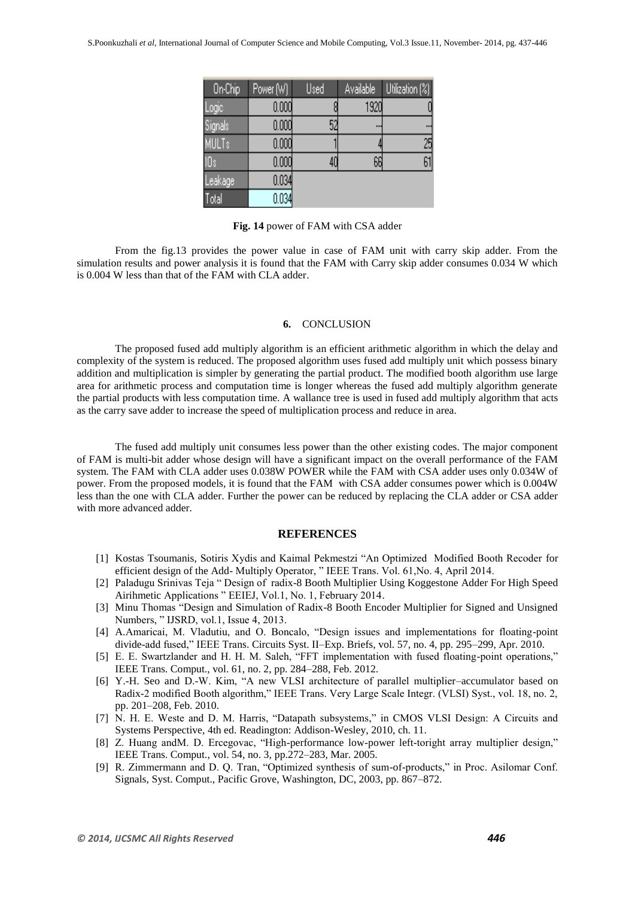| On-Chip | Power (W) | Used | Available | Utilization (%) |
|---|---|---|---|---|
| Logic | 0.000 | 8 | 1920 | 0 |
| Signals | 0.000 | 52 | --- | --- |
| MULTs | 0.000 | 1 | 4 | 25 |
| IOs | 0.000 | 40 | 66 | 61 |
| Leakage | 0.034 | | | |
| Total | 0.034 | | | |

**Fig. 14** power of FAM with CSA adder

From the fig.13 provides the power value in case of FAM unit with carry skip adder. From the simulation results and power analysis it is found that the FAM with Carry skip adder consumes 0.034 W which is 0.004 W less than that of the FAM with CLA adder.

## 6. CONCLUSION

The proposed fused add multiply algorithm is an efficient arithmetic algorithm in which the delay and complexity of the system is reduced. The proposed algorithm uses fused add multiply unit which possess binary addition and multiplication is simpler by generating the partial product. The modified booth algorithm use large area for arithmetic process and computation time is longer whereas the fused add multiply algorithm generate the partial products with less computation time. A wallance tree is used in fused add multiply algorithm that acts as the carry save adder to increase the speed of multiplication process and reduce in area.

The fused add multiply unit consumes less power than the other existing codes. The major component of FAM is multi-bit adder whose design will have a significant impact on the overall performance of the FAM system. The FAM with CLA adder uses 0.038W POWER while the FAM with CSA adder uses only 0.034W of power. From the proposed models, it is found that the FAM with CSA adder consumes power which is 0.004W less than the one with CLA adder. Further the power can be reduced by replacing the CLA adder or CSA adder with more advanced adder.

## REFERENCES

[1] Kostas Tsoumanis, Sotiris Xydis and Kaimal Pekmestzi "An Optimized Modified Booth Recoder for efficient design of the Add- Multiply Operator, " IEEE Trans. Vol. 61,No. 4, April 2014.

[2] Paladugu Srinivas Teja " Design of radix-8 Booth Multiplier Using Koggestone Adder For High Speed Airihmetic Applications " EEIEJ, Vol.1, No. 1, February 2014.

[3] Minu Thomas "Design and Simulation of Radix-8 Booth Encoder Multiplier for Signed and Unsigned Numbers, " IJSRD, vol.1, Issue 4, 2013.

[4] A.Amaricai, M. Vladutiu, and O. Boncalo, "Design issues and implementations for floating-point divide-add fused," IEEE Trans. Circuits Syst. II–Exp. Briefs, vol. 57, no. 4, pp. 295–299, Apr. 2010.

[5] E. E. Swartzlander and H. H. M. Saleh, "FFT implementation with fused floating-point operations," IEEE Trans. Comput., vol. 61, no. 2, pp. 284–288, Feb. 2012.

[6] Y.-H. Seo and D.-W. Kim, "A new VLSI architecture of parallel multiplier–accumulator based on Radix-2 modified Booth algorithm," IEEE Trans. Very Large Scale Integr. (VLSI) Syst., vol. 18, no. 2, pp. 201–208, Feb. 2010.

[7] N. H. E. Weste and D. M. Harris, "Datapath subsystems," in CMOS VLSI Design: A Circuits and Systems Perspective, 4th ed. Readington: Addison-Wesley, 2010, ch. 11.

[8] Z. Huang andM. D. Ercegovac, "High-performance low-power left-toright array multiplier design," IEEE Trans. Comput., vol. 54, no. 3, pp.272–283, Mar. 2005.

[9] R. Zimmermann and D. Q. Tran, "Optimized synthesis of sum-of-products," in Proc. Asilomar Conf. Signals, Syst. Comput., Pacific Grove, Washington, DC, 2003, pp. 867–872.